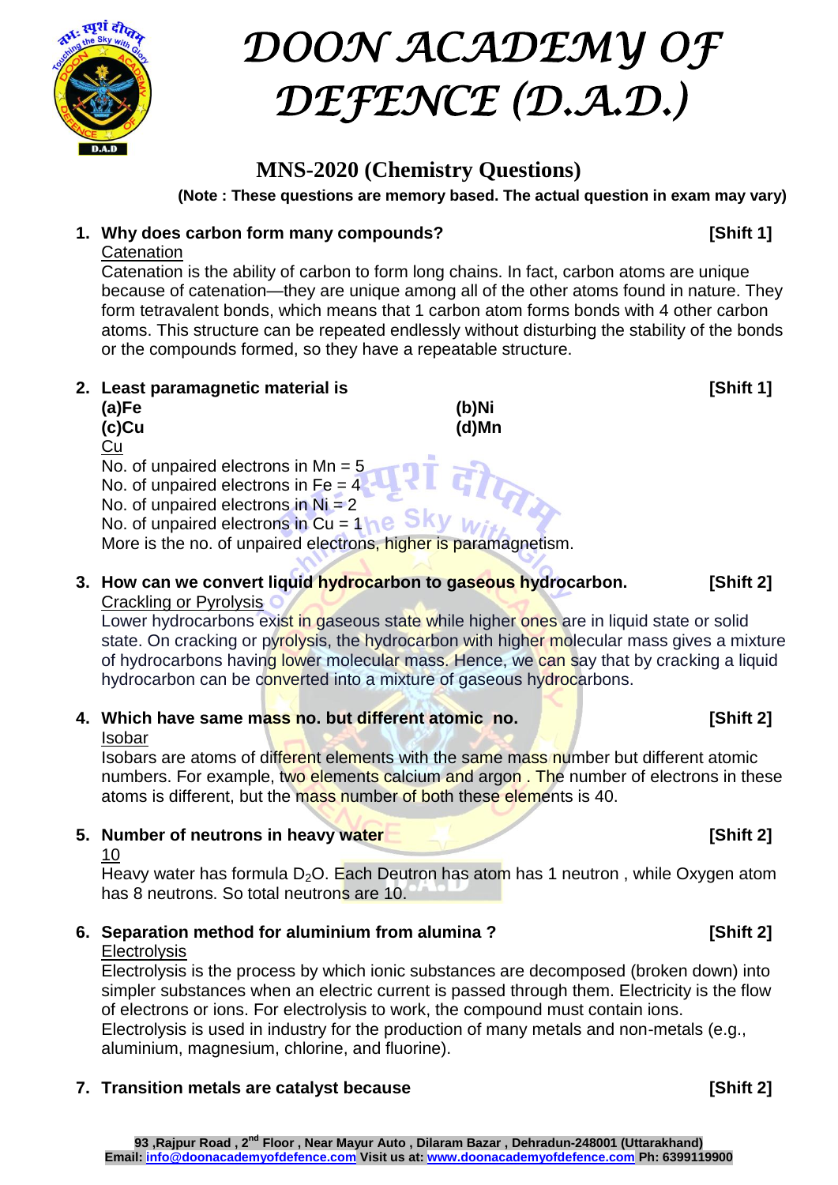# DOON ACADEMY OF DEFENCE (D.A.D.)

## MNS-2020 (Chemistry Questions)

**(Note : These questions are memory based. The actual question in exam may vary)**

1. **Why does carbon form many compounds?** **[Shift 1]**

   Catenation

   Catenation is the ability of carbon to form long chains. In fact, carbon atoms are unique because of catenation—they are unique among all of the other atoms found in nature. They form tetravalent bonds, which means that 1 carbon atom forms bonds with 4 other carbon atoms. This structure can be repeated endlessly without disturbing the stability of the bonds or the compounds formed, so they have a repeatable structure.

2. **Least paramagnetic material is** **[Shift 1]**

   **(a)Fe** **(b)Ni**
   **(c)Cu** **(d)Mn**

   Cu

   No. of unpaired electrons in Mn = 5
   No. of unpaired electrons in Fe = 4
   No. of unpaired electrons in Ni = 2
   No. of unpaired electrons in Cu = 1
   More is the no. of unpaired electrons, higher is paramagnetism.

3. **How can we convert liquid hydrocarbon to gaseous hydrocarbon.** **[Shift 2]**

   Crackling or Pyrolysis

   Lower hydrocarbons exist in gaseous state while higher ones are in liquid state or solid state. On cracking or pyrolysis, the hydrocarbon with higher molecular mass gives a mixture of hydrocarbons having lower molecular mass. Hence, we can say that by cracking a liquid hydrocarbon can be converted into a mixture of gaseous hydrocarbons.

4. **Which have same mass no. but different atomic no.** **[Shift 2]**

   Isobar

   Isobars are atoms of different elements with the same mass number but different atomic numbers. For example, two elements calcium and argon . The number of electrons in these atoms is different, but the mass number of both these elements is 40.

5. **Number of neutrons in heavy water** **[Shift 2]**

   10

   Heavy water has formula $D_2O$. Each Deutron has atom has 1 neutron , while Oxygen atom has 8 neutrons. So total neutrons are 10.

6. **Separation method for aluminium from alumina ?** **[Shift 2]**

   Electrolysis

   Electrolysis is the process by which ionic substances are decomposed (broken down) into simpler substances when an electric current is passed through them. Electricity is the flow of electrons or ions. For electrolysis to work, the compound must contain ions. Electrolysis is used in industry for the production of many metals and non-metals (e.g., aluminium, magnesium, chlorine, and fluorine).

7. **Transition metals are catalyst because** **[Shift 2]**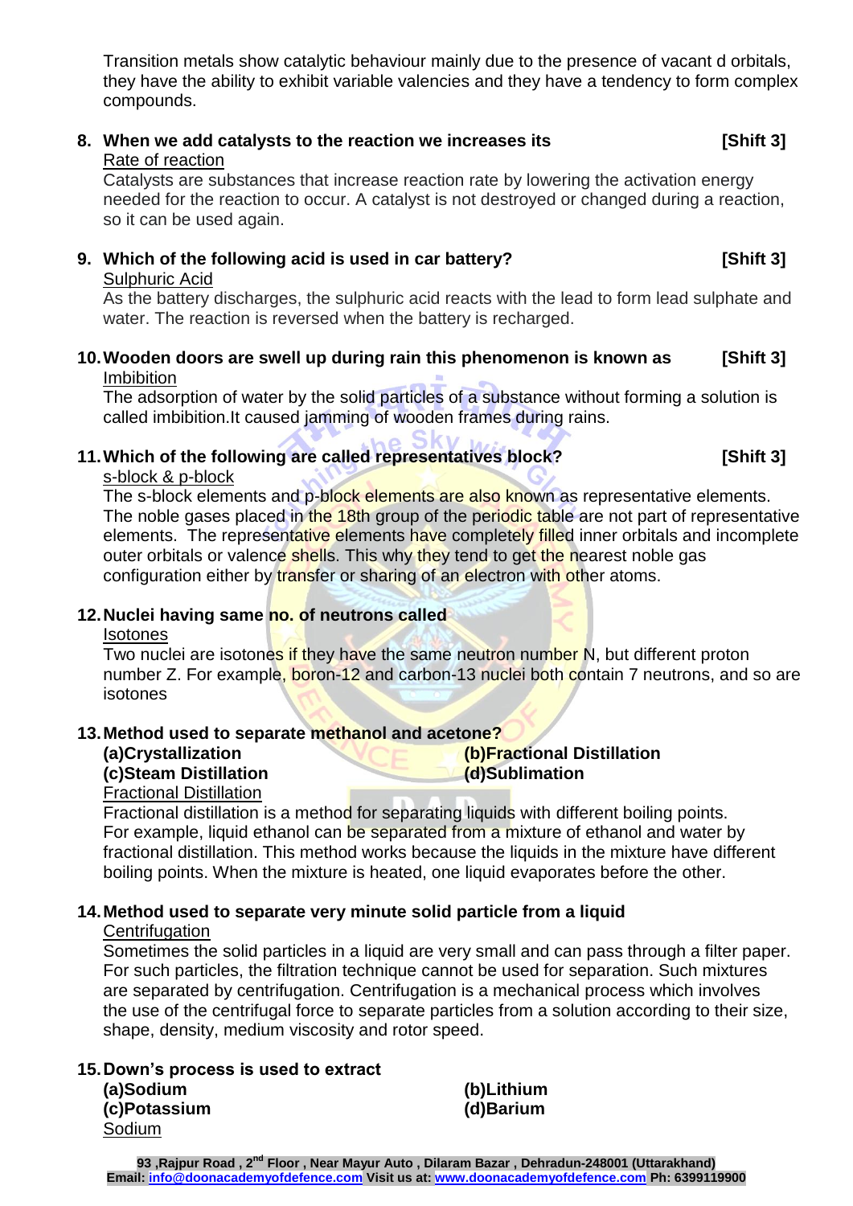Transition metals show catalytic behaviour mainly due to the presence of vacant d orbitals, they have the ability to exhibit variable valencies and they have a tendency to form complex compounds.

**8. When we add catalysts to the reaction we increases its [Shift 3]**

Rate of reaction

Catalysts are substances that increase reaction rate by lowering the activation energy needed for the reaction to occur. A catalyst is not destroyed or changed during a reaction, so it can be used again.

**9. Which of the following acid is used in car battery? [Shift 3]**

Sulphuric Acid

As the battery discharges, the sulphuric acid reacts with the lead to form lead sulphate and water. The reaction is reversed when the battery is recharged.

**10. Wooden doors are swell up during rain this phenomenon is known as [Shift 3]**

Imbibition

The adsorption of water by the solid particles of a substance without forming a solution is called imbibition.It caused jamming of wooden frames during rains.

**11. Which of the following are called representatives block? [Shift 3]**

s-block & p-block

The s-block elements and p-block elements are also known as representative elements. The noble gases placed in the 18th group of the periodic table are not part of representative elements. The representative elements have completely filled inner orbitals and incomplete outer orbitals or valence shells. This why they tend to get the nearest noble gas configuration either by transfer or sharing of an electron with other atoms.

**12. Nuclei having same no. of neutrons called**

Isotones

Two nuclei are isotones if they have the same neutron number N, but different proton number Z. For example, boron-12 and carbon-13 nuclei both contain 7 neutrons, and so are isotones

**13. Method used to separate methanol and acetone?**

**(a)Crystallization** **(b)Fractional Distillation**

**(c)Steam Distillation** **(d)Sublimation**

Fractional Distillation

Fractional distillation is a method for separating liquids with different boiling points. For example, liquid ethanol can be separated from a mixture of ethanol and water by fractional distillation. This method works because the liquids in the mixture have different boiling points. When the mixture is heated, one liquid evaporates before the other.

**14. Method used to separate very minute solid particle from a liquid**

Centrifugation

Sometimes the solid particles in a liquid are very small and can pass through a filter paper. For such particles, the filtration technique cannot be used for separation. Such mixtures are separated by centrifugation. Centrifugation is a mechanical process which involves the use of the centrifugal force to separate particles from a solution according to their size, shape, density, medium viscosity and rotor speed.

**15. Down's process is used to extract**

**(a)Sodium** **(b)Lithium**

**(c)Potassium** **(d)Barium**

Sodium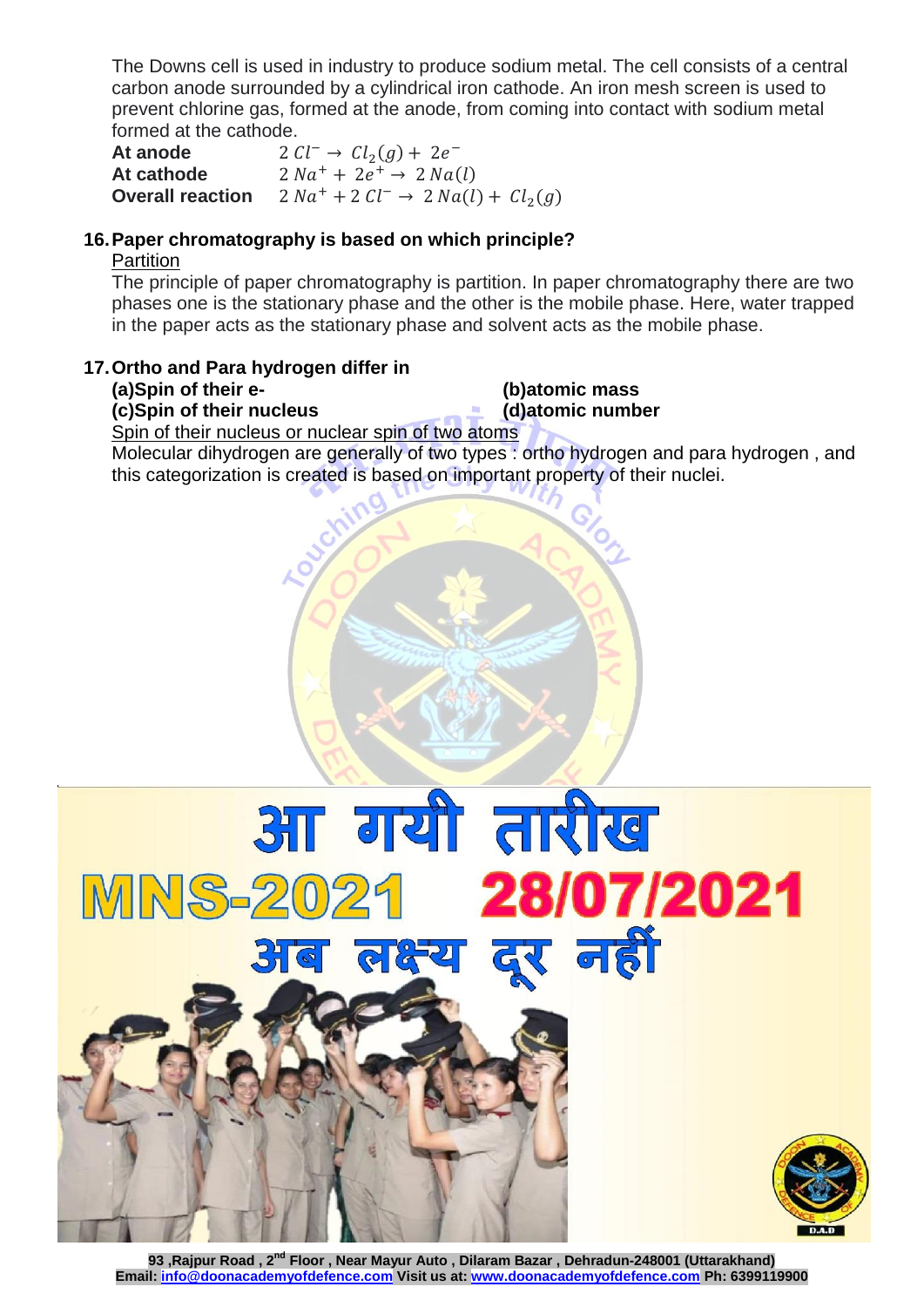The Downs cell is used in industry to produce sodium metal. The cell consists of a central carbon anode surrounded by a cylindrical iron cathode. An iron mesh screen is used to prevent chlorine gas, formed at the anode, from coming into contact with sodium metal formed at the cathode.

**At anode** $2\,Cl^- \rightarrow Cl_2(g) + 2e^-$

**At cathode** $2\,Na^+ + 2e^+ \rightarrow 2\,Na(l)$

**Overall reaction** $2\,Na^+ + 2\,Cl^- \rightarrow 2\,Na(l) + Cl_2(g)$

**16. Paper chromatography is based on which principle?**

Partition

The principle of paper chromatography is partition. In paper chromatography there are two phases one is the stationary phase and the other is the mobile phase. Here, water trapped in the paper acts as the stationary phase and solvent acts as the mobile phase.

**17. Ortho and Para hydrogen differ in**

**(a)Spin of their e-** **(b)atomic mass**

**(c)Spin of their nucleus** **(d)atomic number**

Spin of their nucleus or nuclear spin of two atoms

Molecular dihydrogen are generally of two types : ortho hydrogen and para hydrogen , and this categorization is created is based on important property of their nuclei.

आ गयी तारीख

MNS-2021 28/07/2021

अब लक्ष्य दूर नहीं

93 ,Rajpur Road , 2nd Floor , Near Mayur Auto , Dilaram Bazar , Dehradun-248001 (Uttarakhand)
Email: info@doonacademyofdefence.com Visit us at: www.doonacademyofdefence.com Ph: 6399119900